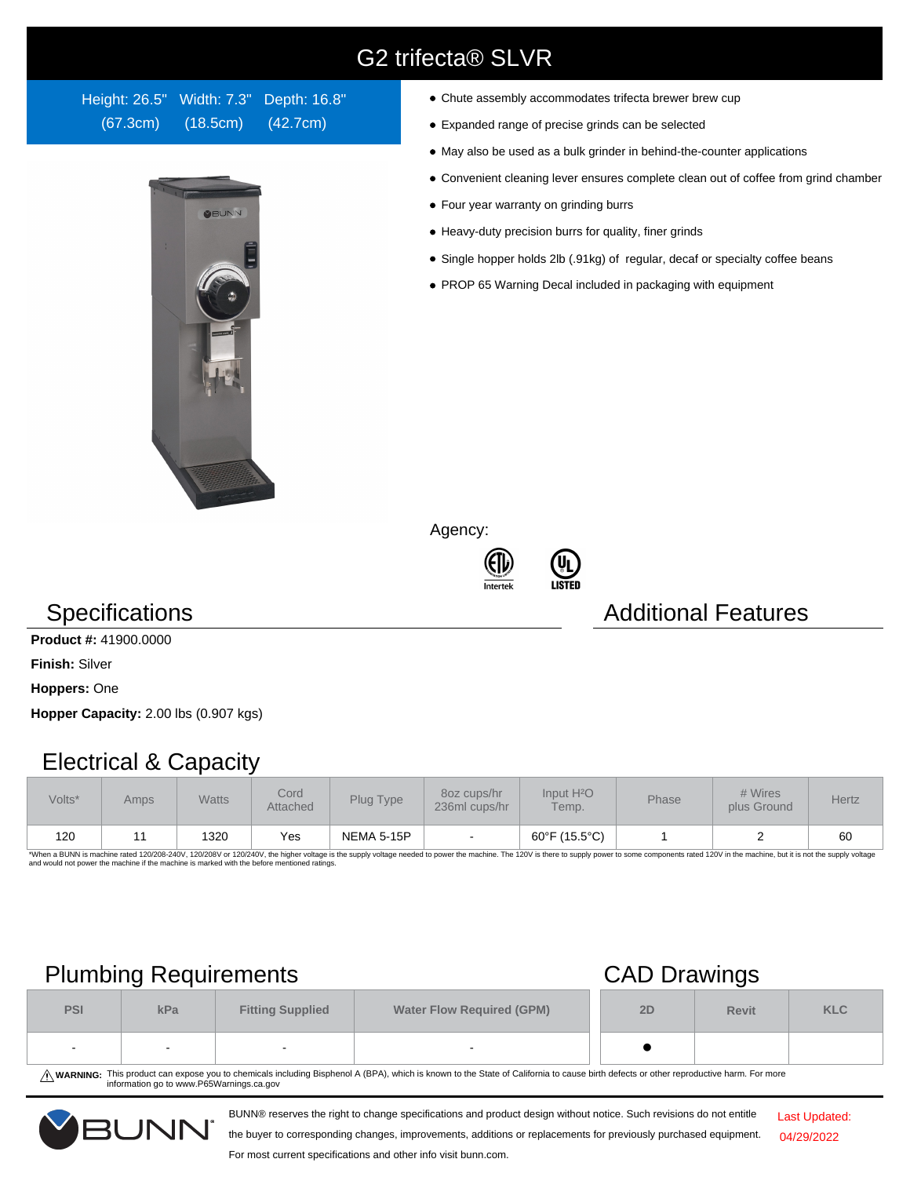# G2 trifecta® SLVR

Height: 26.5" (67.3cm) Width: 7.3" (18.5cm) Depth: 16.8" (42.7cm)

- Chute assembly accommodates trifecta brewer brew cup
- Expanded range of precise grinds can be selected
- May also be used as a bulk grinder in behind-the-counter applications
- Convenient cleaning lever ensures complete clean out of coffee from grind chamber
- Four year warranty on grinding burrs
- Heavy-duty precision burrs for quality, finer grinds
- Single hopper holds 2lb (.91kg) of regular, decaf or specialty coffee beans
- PROP 65 Warning Decal included in packaging with equipment

Agency:

Intertek

LISTED

## Specifications

**Product #:** 41900.0000

**Finish:** Silver

**Hoppers:** One

**Hopper Capacity:** 2.00 lbs (0.907 kgs)

## Additional Features

## Electrical & Capacity

| Volts* | Amps | Watts | Cord Attached | Plug Type | 8oz cups/hr 236ml cups/hr | Input $H^2O$ Temp. | Phase | # Wires plus Ground | Hertz |
|---|---|---|---|---|---|---|---|---|---|
| 120 | 11 | 1320 | Yes | NEMA 5-15P | - | 60°F (15.5°C) | 1 | 2 | 60 |

*When a BUNN is machine rated 120/208-240V, 120/208V or 120/240V, the higher voltage is the supply voltage needed to power the machine. The 120V is there to supply power to some components rated 120V in the machine, but it is not the supply voltage and would not power the machine if the machine is marked with the before mentioned ratings.

## Plumbing Requirements

| PSI | kPa | Fitting Supplied | Water Flow Required (GPM) |
|---|---|---|---|
| - | - | - | - |

## CAD Drawings

| 2D | Revit | KLC |
|---|---|---|
| ● | | |

⚠ **WARNING:** This product can expose you to chemicals including Bisphenol A (BPA), which is known to the State of California to cause birth defects or other reproductive harm. For more information go to www.P65Warnings.ca.gov

BUNN® reserves the right to change specifications and product design without notice. Such revisions do not entitle the buyer to corresponding changes, improvements, additions or replacements for previously purchased equipment. For most current specifications and other info visit bunn.com.

Last Updated: 04/29/2022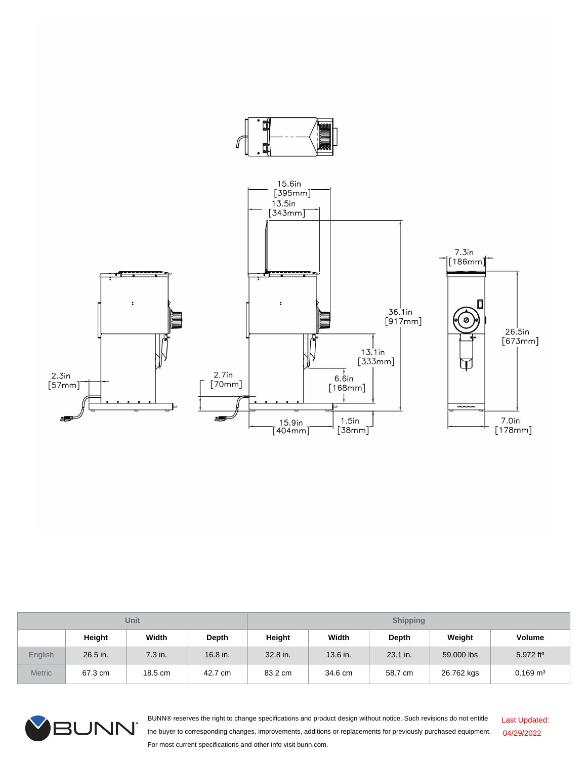15.6in [395mm]

13.5in [343mm]

7.3in [186mm]

36.1in [917mm]

26.5in [673mm]

13.1in [333mm]

2.3in [57mm]

2.7in [70mm]

6.6in [168mm]

15.9in [404mm]

1.5in [38mm]

7.0in [178mm]

| Unit | | | | Shipping | | | | |
|---|---|---|---|---|---|---|---|---|
| | Height | Width | Depth | Height | Width | Depth | Weight | Volume |
| English | 26.5 in. | 7.3 in. | 16.8 in. | 32.8 in. | 13.6 in. | 23.1 in. | 59.000 lbs | 5.972 $ft^3$ |
| Metric | 67.3 cm | 18.5 cm | 42.7 cm | 83.2 cm | 34.6 cm | 58.7 cm | 26.762 kgs | 0.169 $m^3$ |

BUNN® reserves the right to change specifications and product design without notice. Such revisions do not entitle the buyer to corresponding changes, improvements, additions or replacements for previously purchased equipment. For most current specifications and other info visit bunn.com.

Last Updated: 04/29/2022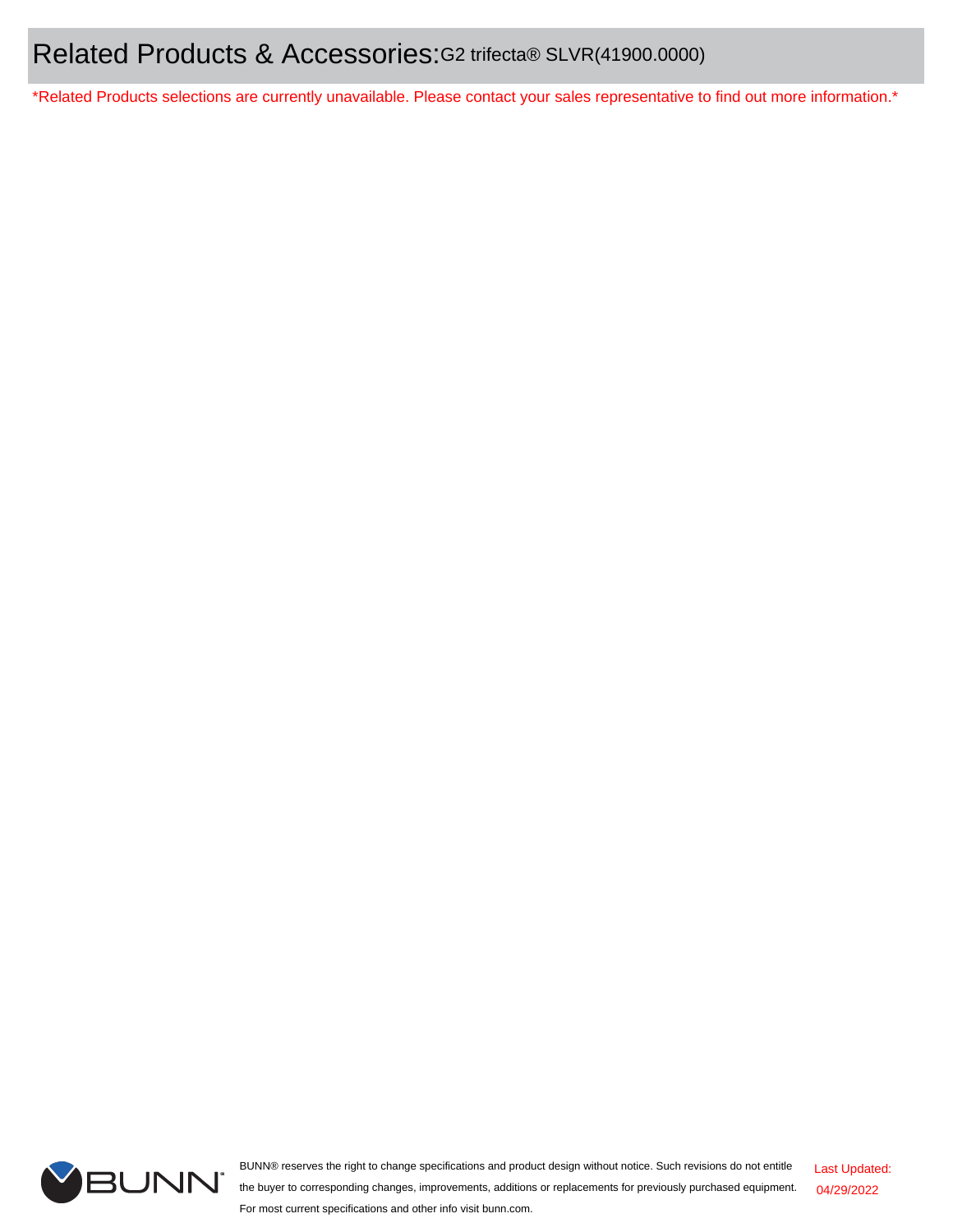# Related Products & Accessories: G2 trifecta® SLVR(41900.0000)

*Related Products selections are currently unavailable. Please contact your sales representative to find out more information.*

BUNN® reserves the right to change specifications and product design without notice. Such revisions do not entitle the buyer to corresponding changes, improvements, additions or replacements for previously purchased equipment. For most current specifications and other info visit bunn.com.

Last Updated: 04/29/2022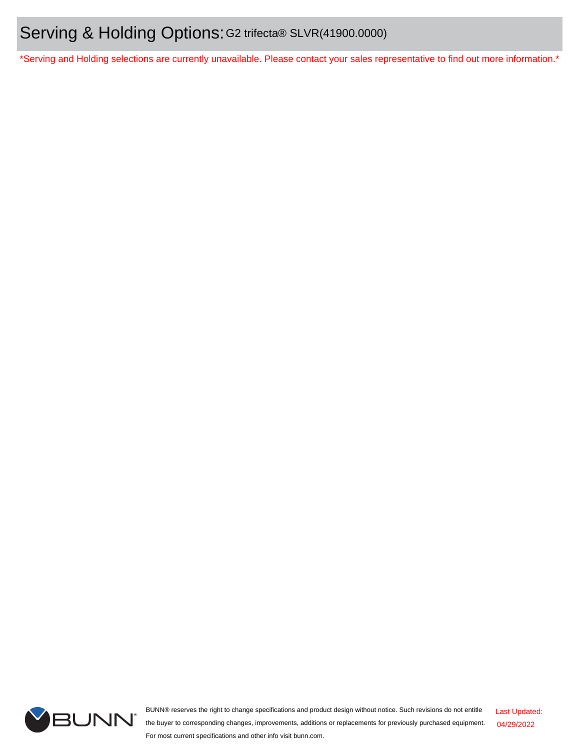# Serving & Holding Options: G2 trifecta® SLVR(41900.0000)

*Serving and Holding selections are currently unavailable. Please contact your sales representative to find out more information.*

BUNN® reserves the right to change specifications and product design without notice. Such revisions do not entitle the buyer to corresponding changes, improvements, additions or replacements for previously purchased equipment. For most current specifications and other info visit bunn.com.

Last Updated: 04/29/2022